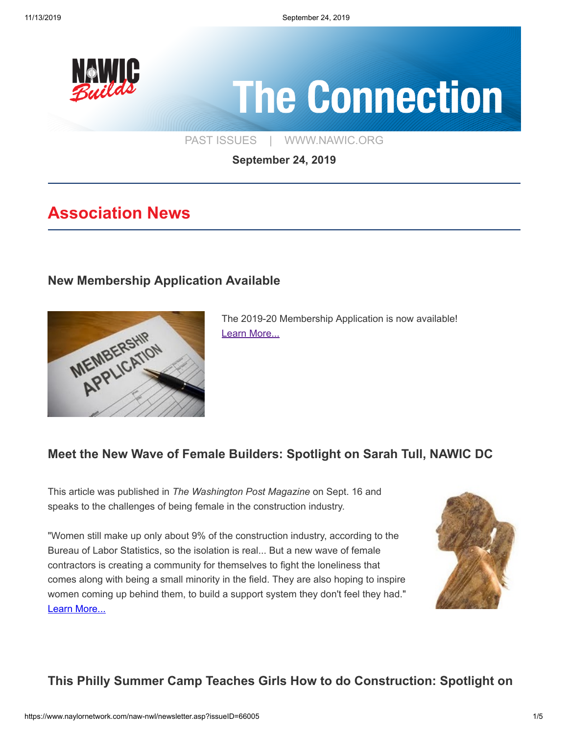# The Connection

PAST ISSUES | WWW.NAWIC.ORG

**September 24, 2019**

## Association News

### New Membership Application Available

The 2019-20 Membership Application is now available!
Learn More...

### Meet the New Wave of Female Builders: Spotlight on Sarah Tull, NAWIC DC

This article was published in *The Washington Post Magazine* on Sept. 16 and speaks to the challenges of being female in the construction industry.

"Women still make up only about 9% of the construction industry, according to the Bureau of Labor Statistics, so the isolation is real... But a new wave of female contractors is creating a community for themselves to fight the loneliness that comes along with being a small minority in the field. They are also hoping to inspire women coming up behind them, to build a support system they don't feel they had."
Learn More...

### This Philly Summer Camp Teaches Girls How to do Construction: Spotlight on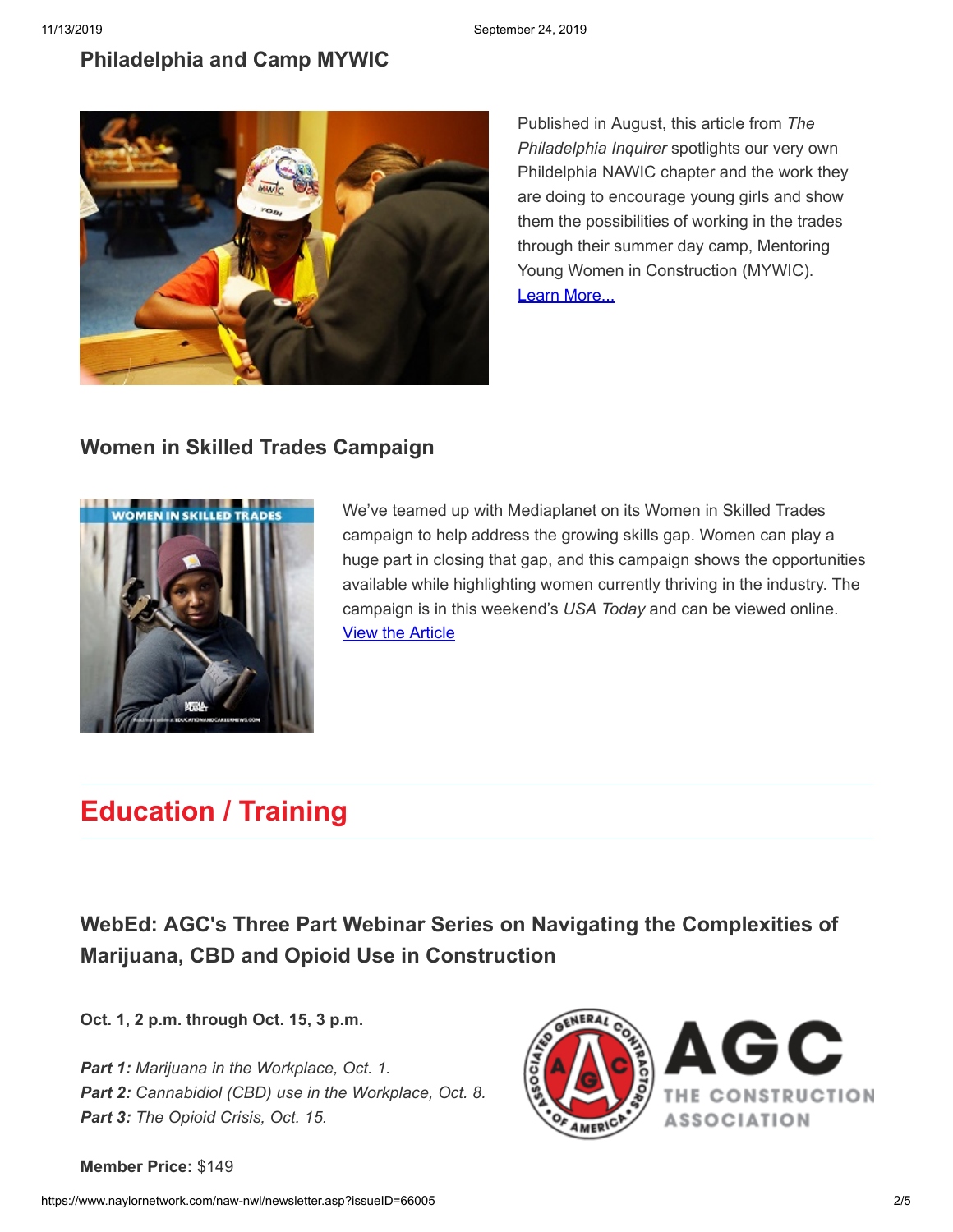## Philadelphia and Camp MYWIC

Published in August, this article from *The Philadelphia Inquirer* spotlights our very own Phildelphia NAWIC chapter and the work they are doing to encourage young girls and show them the possibilities of working in the trades through their summer day camp, Mentoring Young Women in Construction (MYWIC). [Learn More...]

## Women in Skilled Trades Campaign

We've teamed up with Mediaplanet on its Women in Skilled Trades campaign to help address the growing skills gap. Women can play a huge part in closing that gap, and this campaign shows the opportunities available while highlighting women currently thriving in the industry. The campaign is in this weekend's *USA Today* and can be viewed online. [View the Article]

# Education / Training

## WebEd: AGC's Three Part Webinar Series on Navigating the Complexities of Marijuana, CBD and Opioid Use in Construction

**Oct. 1, 2 p.m. through Oct. 15, 3 p.m.**

***Part 1:*** *Marijuana in the Workplace, Oct. 1.*
***Part 2:*** *Cannabidiol (CBD) use in the Workplace, Oct. 8.*
***Part 3:*** *The Opioid Crisis, Oct. 15.*

**Member Price:** $149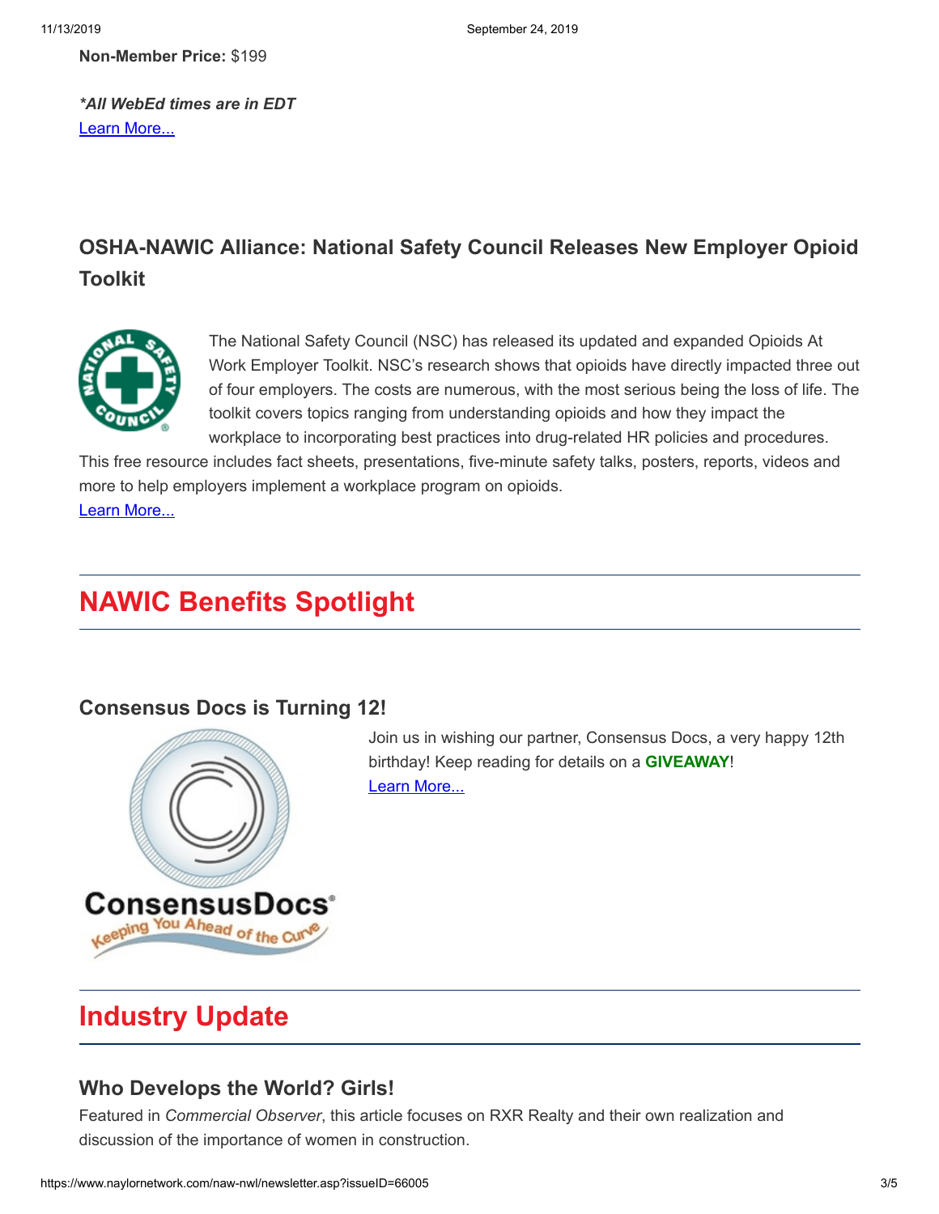**Non-Member Price:** $199

***All WebEd times are in EDT**

Learn More...

### OSHA-NAWIC Alliance: National Safety Council Releases New Employer Opioid Toolkit

The National Safety Council (NSC) has released its updated and expanded Opioids At Work Employer Toolkit. NSC's research shows that opioids have directly impacted three out of four employers. The costs are numerous, with the most serious being the loss of life. The toolkit covers topics ranging from understanding opioids and how they impact the workplace to incorporating best practices into drug-related HR policies and procedures. This free resource includes fact sheets, presentations, five-minute safety talks, posters, reports, videos and more to help employers implement a workplace program on opioids.

Learn More...

## NAWIC Benefits Spotlight

### Consensus Docs is Turning 12!

Join us in wishing our partner, Consensus Docs, a very happy 12th birthday! Keep reading for details on a **GIVEAWAY**!

Learn More...

## Industry Update

### Who Develops the World? Girls!

Featured in *Commercial Observer*, this article focuses on RXR Realty and their own realization and discussion of the importance of women in construction.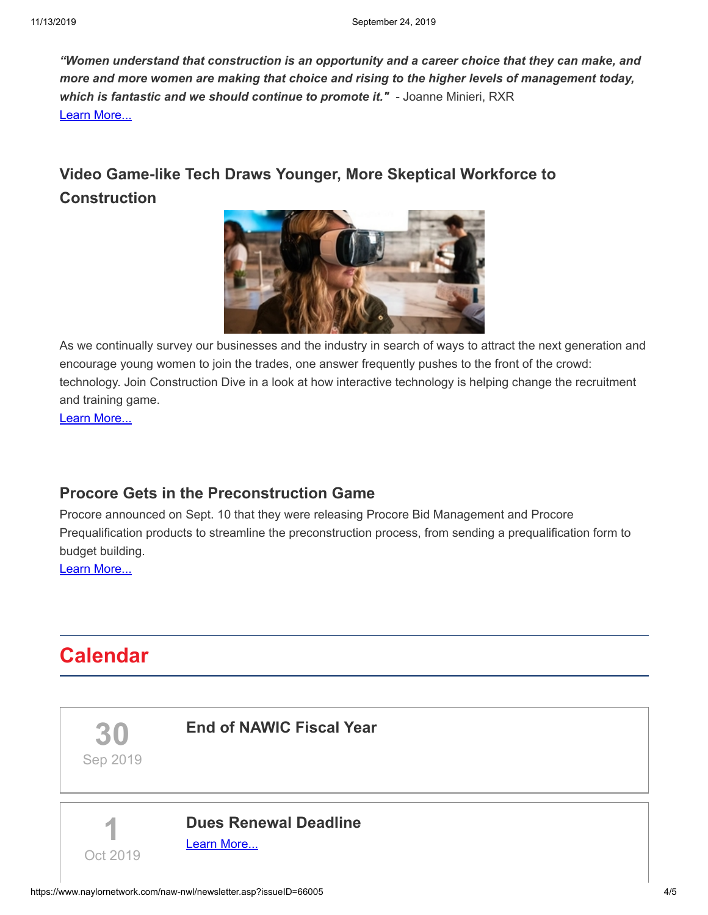***"Women understand that construction is an opportunity and a career choice that they can make, and more and more women are making that choice and rising to the higher levels of management today, which is fantastic and we should continue to promote it."*** - Joanne Minieri, RXR
Learn More...

## Video Game-like Tech Draws Younger, More Skeptical Workforce to Construction

As we continually survey our businesses and the industry in search of ways to attract the next generation and encourage young women to join the trades, one answer frequently pushes to the front of the crowd: technology. Join Construction Dive in a look at how interactive technology is helping change the recruitment and training game.
Learn More...

## Procore Gets in the Preconstruction Game

Procore announced on Sept. 10 that they were releasing Procore Bid Management and Procore Prequalification products to streamline the preconstruction process, from sending a prequalification form to budget building.
Learn More...

# Calendar

**30**
Sep 2019

### End of NAWIC Fiscal Year

**1**
Oct 2019

### Dues Renewal Deadline

Learn More...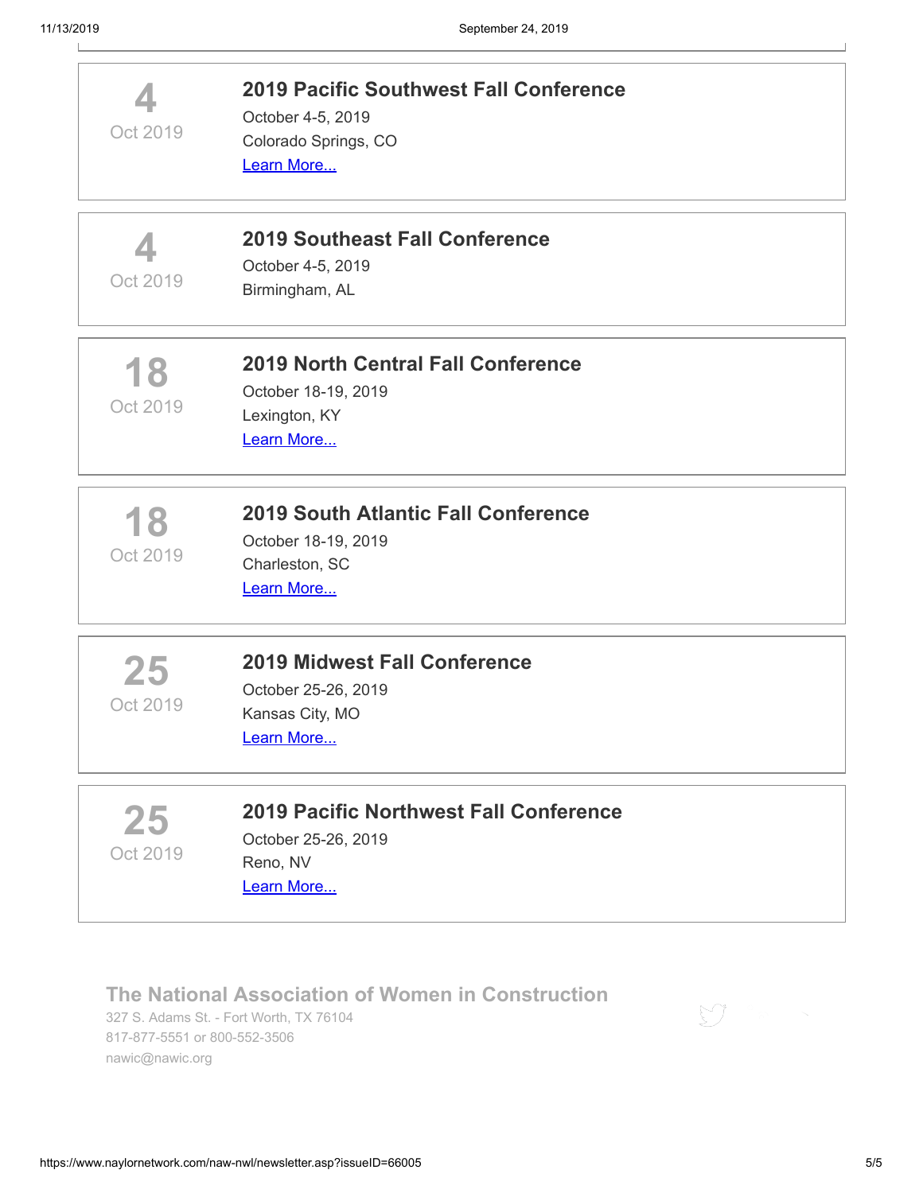4
Oct 2019

### 2019 Pacific Southwest Fall Conference

October 4-5, 2019
Colorado Springs, CO
Learn More...

4
Oct 2019

### 2019 Southeast Fall Conference

October 4-5, 2019
Birmingham, AL

18
Oct 2019

### 2019 North Central Fall Conference

October 18-19, 2019
Lexington, KY
Learn More...

18
Oct 2019

### 2019 South Atlantic Fall Conference

October 18-19, 2019
Charleston, SC
Learn More...

25
Oct 2019

### 2019 Midwest Fall Conference

October 25-26, 2019
Kansas City, MO
Learn More...

25
Oct 2019

### 2019 Pacific Northwest Fall Conference

October 25-26, 2019
Reno, NV
Learn More...

**The National Association of Women in Construction**
327 S. Adams St. - Fort Worth, TX 76104
817-877-5551 or 800-552-3506
nawic@nawic.org